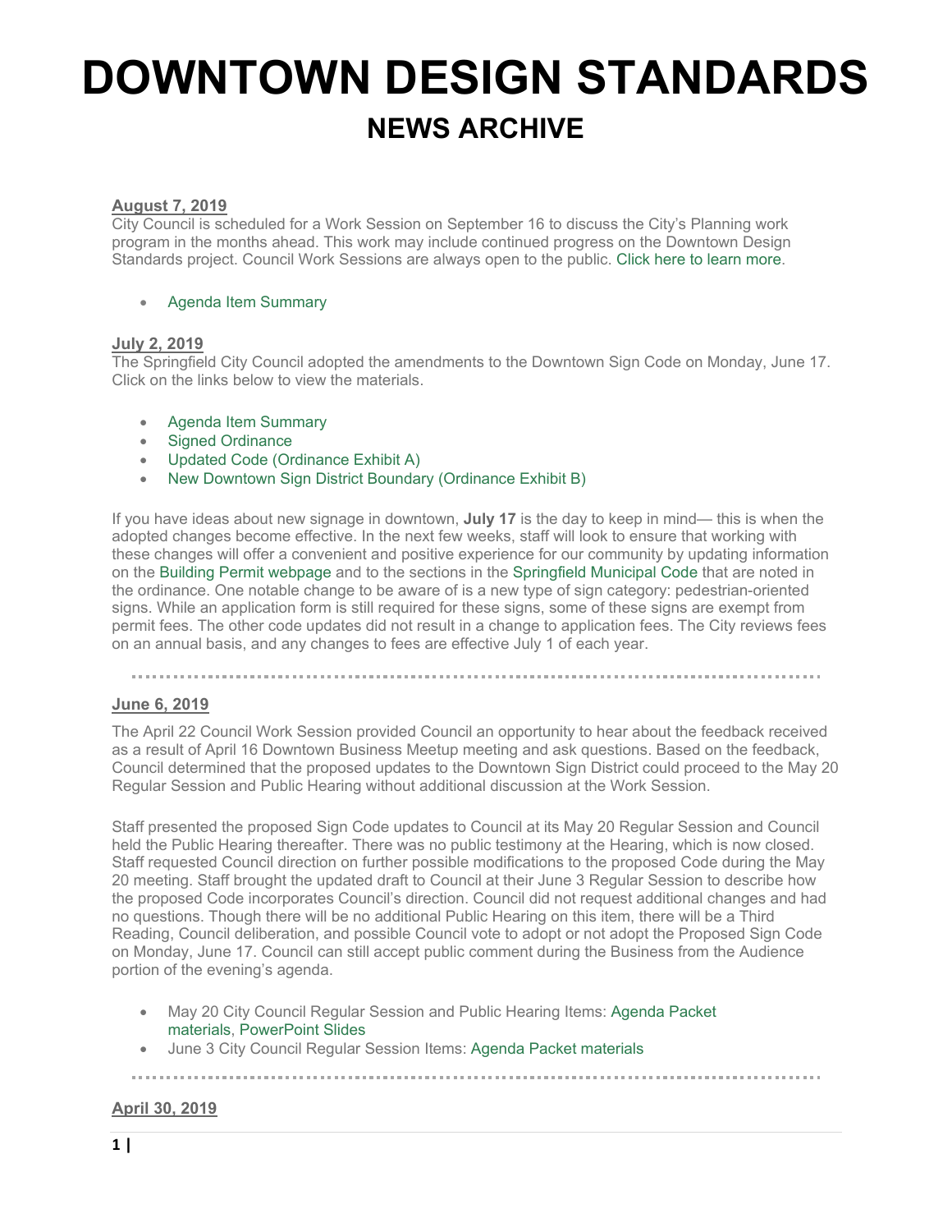# DOWNTOWN DESIGN STANDARDS

## NEWS ARCHIVE

**August 7, 2019**

City Council is scheduled for a Work Session on September 16 to discuss the City's Planning work program in the months ahead. This work may include continued progress on the Downtown Design Standards project. Council Work Sessions are always open to the public. Click here to learn more.

- Agenda Item Summary

**July 2, 2019**

The Springfield City Council adopted the amendments to the Downtown Sign Code on Monday, June 17. Click on the links below to view the materials.

- Agenda Item Summary
- Signed Ordinance
- Updated Code (Ordinance Exhibit A)
- New Downtown Sign District Boundary (Ordinance Exhibit B)

If you have ideas about new signage in downtown, **July 17** is the day to keep in mind— this is when the adopted changes become effective. In the next few weeks, staff will look to ensure that working with these changes will offer a convenient and positive experience for our community by updating information on the Building Permit webpage and to the sections in the Springfield Municipal Code that are noted in the ordinance. One notable change to be aware of is a new type of sign category: pedestrian-oriented signs. While an application form is still required for these signs, some of these signs are exempt from permit fees. The other code updates did not result in a change to application fees. The City reviews fees on an annual basis, and any changes to fees are effective July 1 of each year.

---

**June 6, 2019**

The April 22 Council Work Session provided Council an opportunity to hear about the feedback received as a result of April 16 Downtown Business Meetup meeting and ask questions. Based on the feedback, Council determined that the proposed updates to the Downtown Sign District could proceed to the May 20 Regular Session and Public Hearing without additional discussion at the Work Session.

Staff presented the proposed Sign Code updates to Council at its May 20 Regular Session and Council held the Public Hearing thereafter. There was no public testimony at the Hearing, which is now closed. Staff requested Council direction on further possible modifications to the proposed Code during the May 20 meeting. Staff brought the updated draft to Council at their June 3 Regular Session to describe how the proposed Code incorporates Council's direction. Council did not request additional changes and had no questions. Though there will be no additional Public Hearing on this item, there will be a Third Reading, Council deliberation, and possible Council vote to adopt or not adopt the Proposed Sign Code on Monday, June 17. Council can still accept public comment during the Business from the Audience portion of the evening's agenda.

- May 20 City Council Regular Session and Public Hearing Items: Agenda Packet materials, PowerPoint Slides
- June 3 City Council Regular Session Items: Agenda Packet materials

---

**April 30, 2019**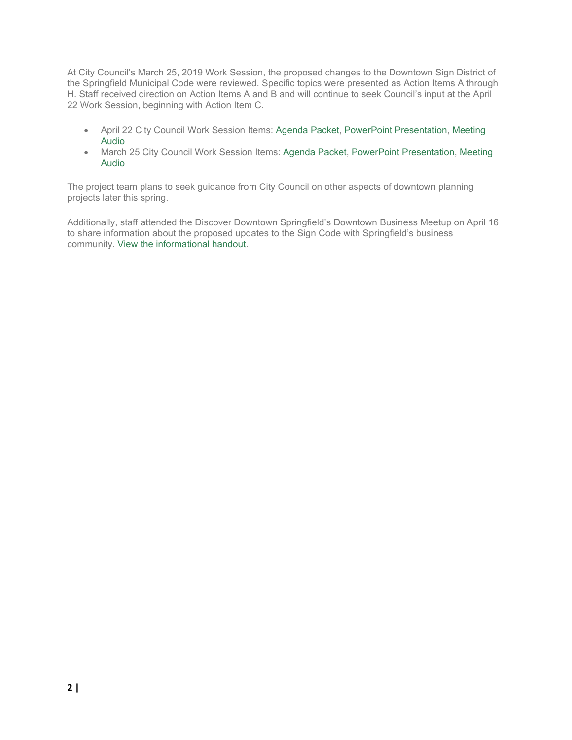At City Council's March 25, 2019 Work Session, the proposed changes to the Downtown Sign District of the Springfield Municipal Code were reviewed. Specific topics were presented as Action Items A through H. Staff received direction on Action Items A and B and will continue to seek Council's input at the April 22 Work Session, beginning with Action Item C.

- April 22 City Council Work Session Items: Agenda Packet, PowerPoint Presentation, Meeting Audio
- March 25 City Council Work Session Items: Agenda Packet, PowerPoint Presentation, Meeting Audio

The project team plans to seek guidance from City Council on other aspects of downtown planning projects later this spring.

Additionally, staff attended the Discover Downtown Springfield's Downtown Business Meetup on April 16 to share information about the proposed updates to the Sign Code with Springfield's business community. View the informational handout.